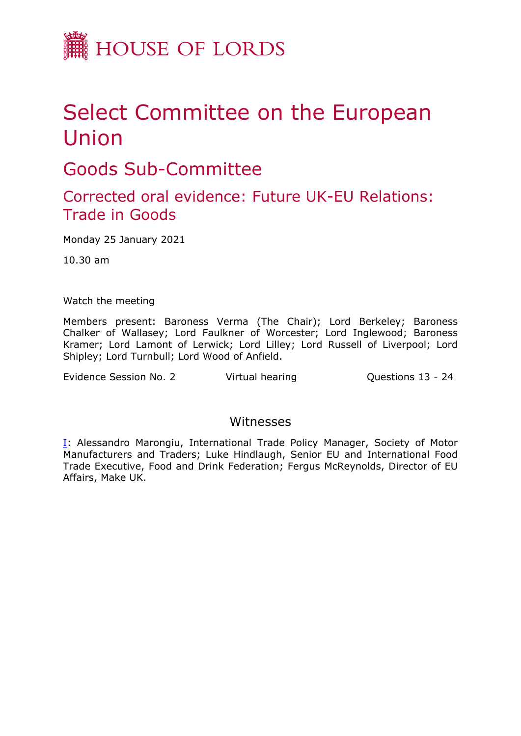HOUSE OF LORDS

# Select Committee on the European Union

## Goods Sub-Committee

### Corrected oral evidence: Future UK-EU Relations: Trade in Goods

Monday 25 January 2021

10.30 am

Watch the meeting

Members present: Baroness Verma (The Chair); Lord Berkeley; Baroness Chalker of Wallasey; Lord Faulkner of Worcester; Lord Inglewood; Baroness Kramer; Lord Lamont of Lerwick; Lord Lilley; Lord Russell of Liverpool; Lord Shipley; Lord Turnbull; Lord Wood of Anfield.

Evidence Session No. 2 Virtual hearing Questions 13 - 24

## Witnesses

I: Alessandro Marongiu, International Trade Policy Manager, Society of Motor Manufacturers and Traders; Luke Hindlaugh, Senior EU and International Food Trade Executive, Food and Drink Federation; Fergus McReynolds, Director of EU Affairs, Make UK.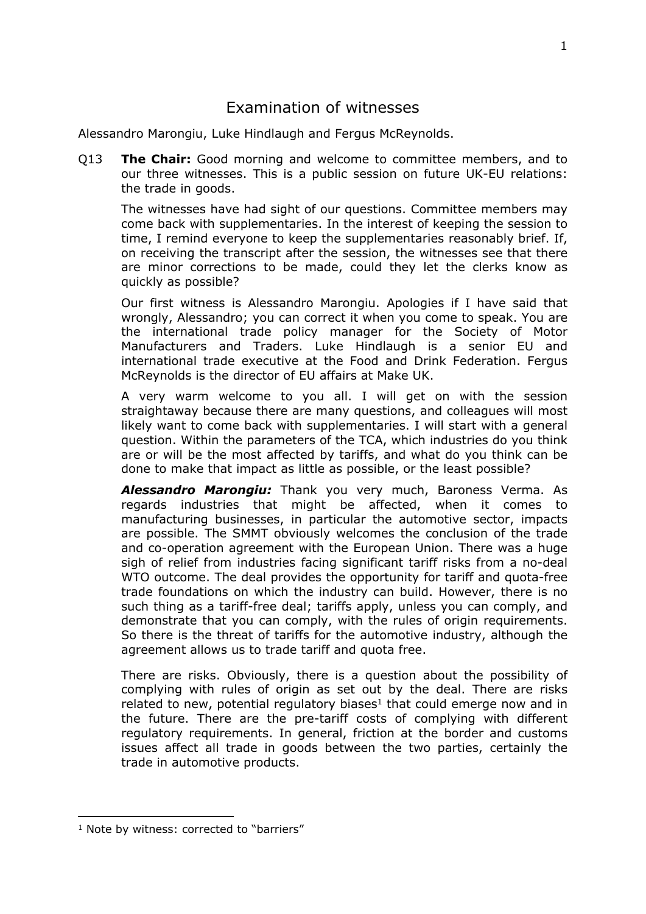# Examination of witnesses

Alessandro Marongiu, Luke Hindlaugh and Fergus McReynolds.

Q13 **The Chair:** Good morning and welcome to committee members, and to our three witnesses. This is a public session on future UK-EU relations: the trade in goods.

The witnesses have had sight of our questions. Committee members may come back with supplementaries. In the interest of keeping the session to time, I remind everyone to keep the supplementaries reasonably brief. If, on receiving the transcript after the session, the witnesses see that there are minor corrections to be made, could they let the clerks know as quickly as possible?

Our first witness is Alessandro Marongiu. Apologies if I have said that wrongly, Alessandro; you can correct it when you come to speak. You are the international trade policy manager for the Society of Motor Manufacturers and Traders. Luke Hindlaugh is a senior EU and international trade executive at the Food and Drink Federation. Fergus McReynolds is the director of EU affairs at Make UK.

A very warm welcome to you all. I will get on with the session straightaway because there are many questions, and colleagues will most likely want to come back with supplementaries. I will start with a general question. Within the parameters of the TCA, which industries do you think are or will be the most affected by tariffs, and what do you think can be done to make that impact as little as possible, or the least possible?

***Alessandro Marongiu:*** Thank you very much, Baroness Verma. As regards industries that might be affected, when it comes to manufacturing businesses, in particular the automotive sector, impacts are possible. The SMMT obviously welcomes the conclusion of the trade and co-operation agreement with the European Union. There was a huge sigh of relief from industries facing significant tariff risks from a no-deal WTO outcome. The deal provides the opportunity for tariff and quota-free trade foundations on which the industry can build. However, there is no such thing as a tariff-free deal; tariffs apply, unless you can comply, and demonstrate that you can comply, with the rules of origin requirements. So there is the threat of tariffs for the automotive industry, although the agreement allows us to trade tariff and quota free.

There are risks. Obviously, there is a question about the possibility of complying with rules of origin as set out by the deal. There are risks related to new, potential regulatory biases[1] that could emerge now and in the future. There are the pre-tariff costs of complying with different regulatory requirements. In general, friction at the border and customs issues affect all trade in goods between the two parties, certainly the trade in automotive products.

[1] Note by witness: corrected to "barriers"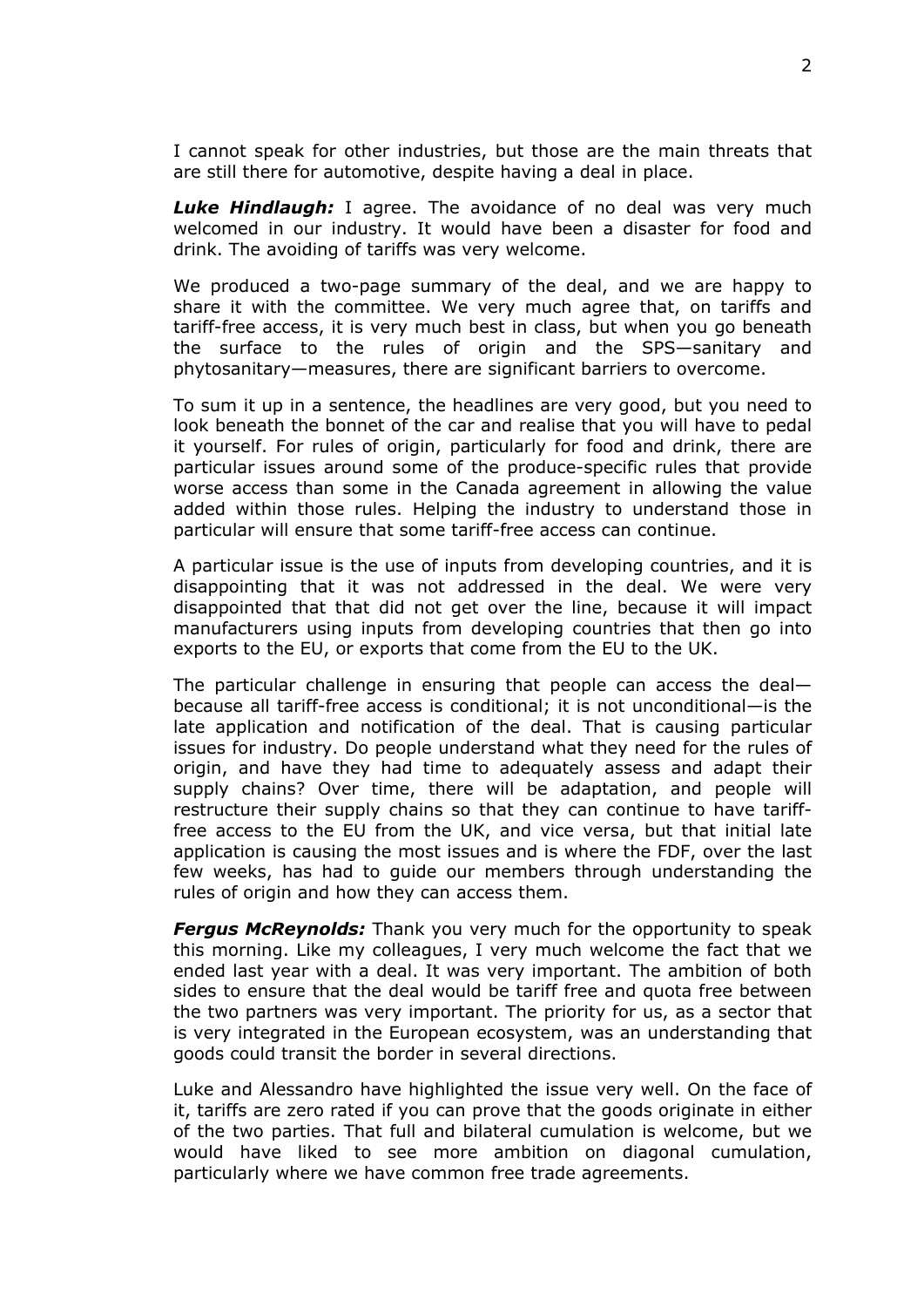I cannot speak for other industries, but those are the main threats that are still there for automotive, despite having a deal in place.

***Luke Hindlaugh:*** I agree. The avoidance of no deal was very much welcomed in our industry. It would have been a disaster for food and drink. The avoiding of tariffs was very welcome.

We produced a two-page summary of the deal, and we are happy to share it with the committee. We very much agree that, on tariffs and tariff-free access, it is very much best in class, but when you go beneath the surface to the rules of origin and the SPS—sanitary and phytosanitary—measures, there are significant barriers to overcome.

To sum it up in a sentence, the headlines are very good, but you need to look beneath the bonnet of the car and realise that you will have to pedal it yourself. For rules of origin, particularly for food and drink, there are particular issues around some of the produce-specific rules that provide worse access than some in the Canada agreement in allowing the value added within those rules. Helping the industry to understand those in particular will ensure that some tariff-free access can continue.

A particular issue is the use of inputs from developing countries, and it is disappointing that it was not addressed in the deal. We were very disappointed that that did not get over the line, because it will impact manufacturers using inputs from developing countries that then go into exports to the EU, or exports that come from the EU to the UK.

The particular challenge in ensuring that people can access the deal—because all tariff-free access is conditional; it is not unconditional—is the late application and notification of the deal. That is causing particular issues for industry. Do people understand what they need for the rules of origin, and have they had time to adequately assess and adapt their supply chains? Over time, there will be adaptation, and people will restructure their supply chains so that they can continue to have tariff-free access to the EU from the UK, and vice versa, but that initial late application is causing the most issues and is where the FDF, over the last few weeks, has had to guide our members through understanding the rules of origin and how they can access them.

***Fergus McReynolds:*** Thank you very much for the opportunity to speak this morning. Like my colleagues, I very much welcome the fact that we ended last year with a deal. It was very important. The ambition of both sides to ensure that the deal would be tariff free and quota free between the two partners was very important. The priority for us, as a sector that is very integrated in the European ecosystem, was an understanding that goods could transit the border in several directions.

Luke and Alessandro have highlighted the issue very well. On the face of it, tariffs are zero rated if you can prove that the goods originate in either of the two parties. That full and bilateral cumulation is welcome, but we would have liked to see more ambition on diagonal cumulation, particularly where we have common free trade agreements.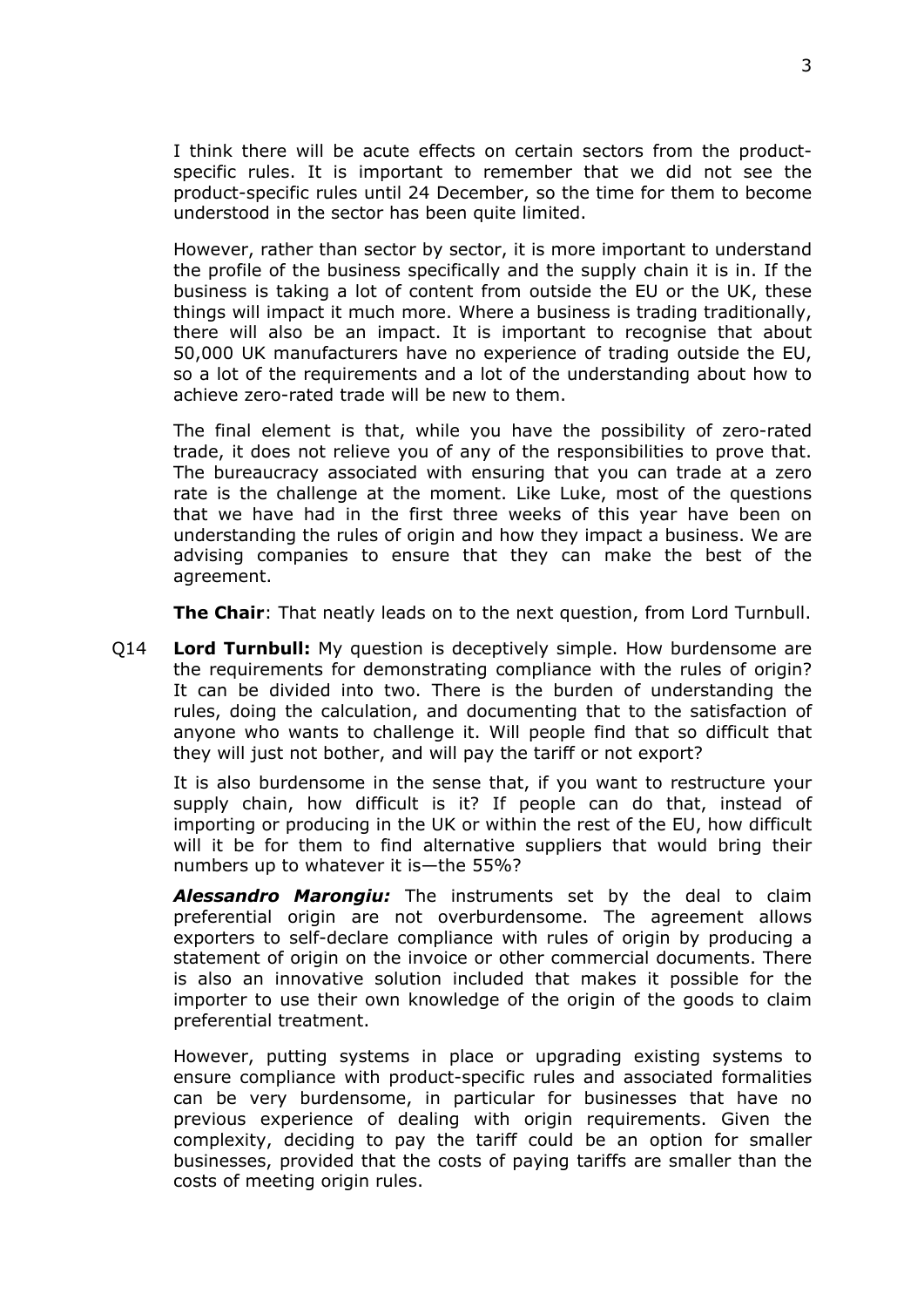I think there will be acute effects on certain sectors from the product-specific rules. It is important to remember that we did not see the product-specific rules until 24 December, so the time for them to become understood in the sector has been quite limited.

However, rather than sector by sector, it is more important to understand the profile of the business specifically and the supply chain it is in. If the business is taking a lot of content from outside the EU or the UK, these things will impact it much more. Where a business is trading traditionally, there will also be an impact. It is important to recognise that about 50,000 UK manufacturers have no experience of trading outside the EU, so a lot of the requirements and a lot of the understanding about how to achieve zero-rated trade will be new to them.

The final element is that, while you have the possibility of zero-rated trade, it does not relieve you of any of the responsibilities to prove that. The bureaucracy associated with ensuring that you can trade at a zero rate is the challenge at the moment. Like Luke, most of the questions that we have had in the first three weeks of this year have been on understanding the rules of origin and how they impact a business. We are advising companies to ensure that they can make the best of the agreement.

**The Chair**: That neatly leads on to the next question, from Lord Turnbull.

Q14 **Lord Turnbull:** My question is deceptively simple. How burdensome are the requirements for demonstrating compliance with the rules of origin? It can be divided into two. There is the burden of understanding the rules, doing the calculation, and documenting that to the satisfaction of anyone who wants to challenge it. Will people find that so difficult that they will just not bother, and will pay the tariff or not export?

It is also burdensome in the sense that, if you want to restructure your supply chain, how difficult is it? If people can do that, instead of importing or producing in the UK or within the rest of the EU, how difficult will it be for them to find alternative suppliers that would bring their numbers up to whatever it is—the 55%?

***Alessandro Marongiu:*** The instruments set by the deal to claim preferential origin are not overburdensome. The agreement allows exporters to self-declare compliance with rules of origin by producing a statement of origin on the invoice or other commercial documents. There is also an innovative solution included that makes it possible for the importer to use their own knowledge of the origin of the goods to claim preferential treatment.

However, putting systems in place or upgrading existing systems to ensure compliance with product-specific rules and associated formalities can be very burdensome, in particular for businesses that have no previous experience of dealing with origin requirements. Given the complexity, deciding to pay the tariff could be an option for smaller businesses, provided that the costs of paying tariffs are smaller than the costs of meeting origin rules.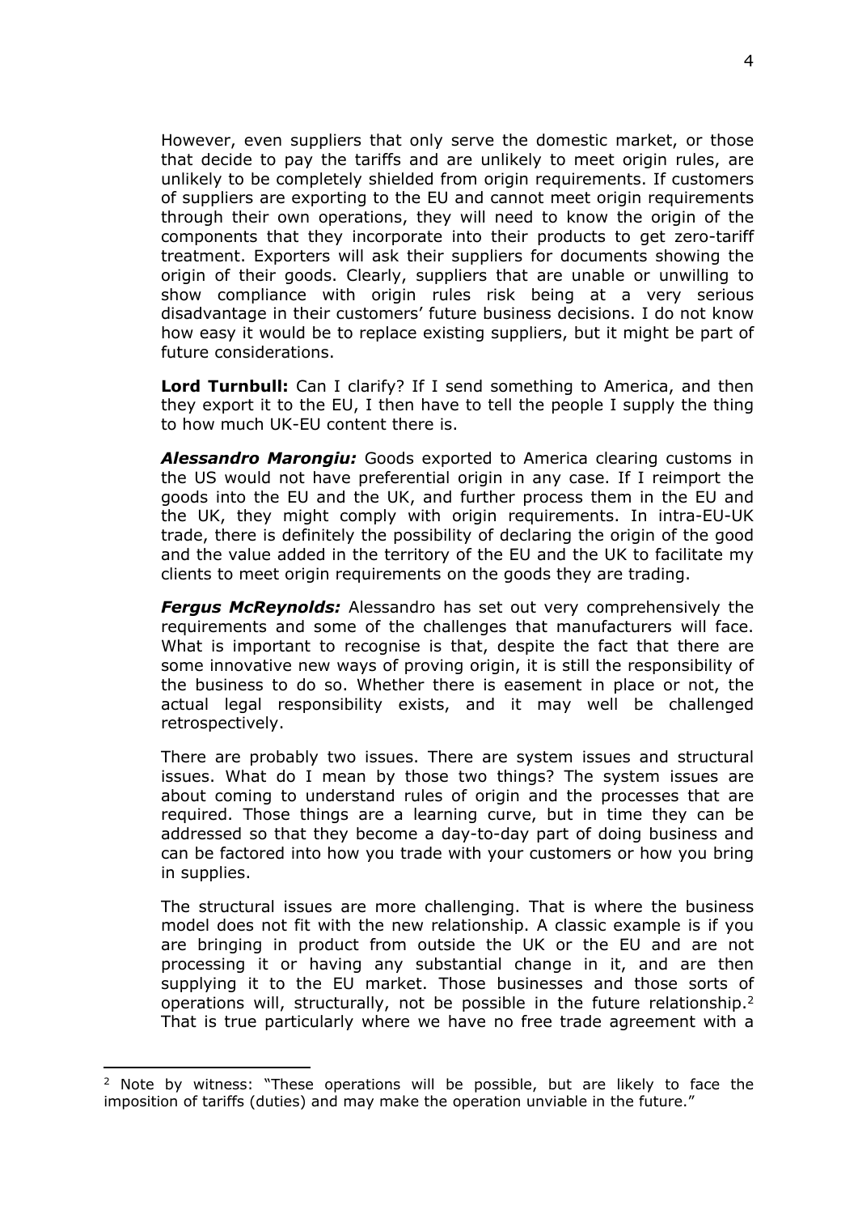However, even suppliers that only serve the domestic market, or those that decide to pay the tariffs and are unlikely to meet origin rules, are unlikely to be completely shielded from origin requirements. If customers of suppliers are exporting to the EU and cannot meet origin requirements through their own operations, they will need to know the origin of the components that they incorporate into their products to get zero-tariff treatment. Exporters will ask their suppliers for documents showing the origin of their goods. Clearly, suppliers that are unable or unwilling to show compliance with origin rules risk being at a very serious disadvantage in their customers' future business decisions. I do not know how easy it would be to replace existing suppliers, but it might be part of future considerations.

**Lord Turnbull:** Can I clarify? If I send something to America, and then they export it to the EU, I then have to tell the people I supply the thing to how much UK-EU content there is.

***Alessandro Marongiu:*** Goods exported to America clearing customs in the US would not have preferential origin in any case. If I reimport the goods into the EU and the UK, and further process them in the EU and the UK, they might comply with origin requirements. In intra-EU-UK trade, there is definitely the possibility of declaring the origin of the good and the value added in the territory of the EU and the UK to facilitate my clients to meet origin requirements on the goods they are trading.

***Fergus McReynolds:*** Alessandro has set out very comprehensively the requirements and some of the challenges that manufacturers will face. What is important to recognise is that, despite the fact that there are some innovative new ways of proving origin, it is still the responsibility of the business to do so. Whether there is easement in place or not, the actual legal responsibility exists, and it may well be challenged retrospectively.

There are probably two issues. There are system issues and structural issues. What do I mean by those two things? The system issues are about coming to understand rules of origin and the processes that are required. Those things are a learning curve, but in time they can be addressed so that they become a day-to-day part of doing business and can be factored into how you trade with your customers or how you bring in supplies.

The structural issues are more challenging. That is where the business model does not fit with the new relationship. A classic example is if you are bringing in product from outside the UK or the EU and are not processing it or having any substantial change in it, and are then supplying it to the EU market. Those businesses and those sorts of operations will, structurally, not be possible in the future relationship.[2] That is true particularly where we have no free trade agreement with a

[2] Note by witness: "These operations will be possible, but are likely to face the imposition of tariffs (duties) and may make the operation unviable in the future."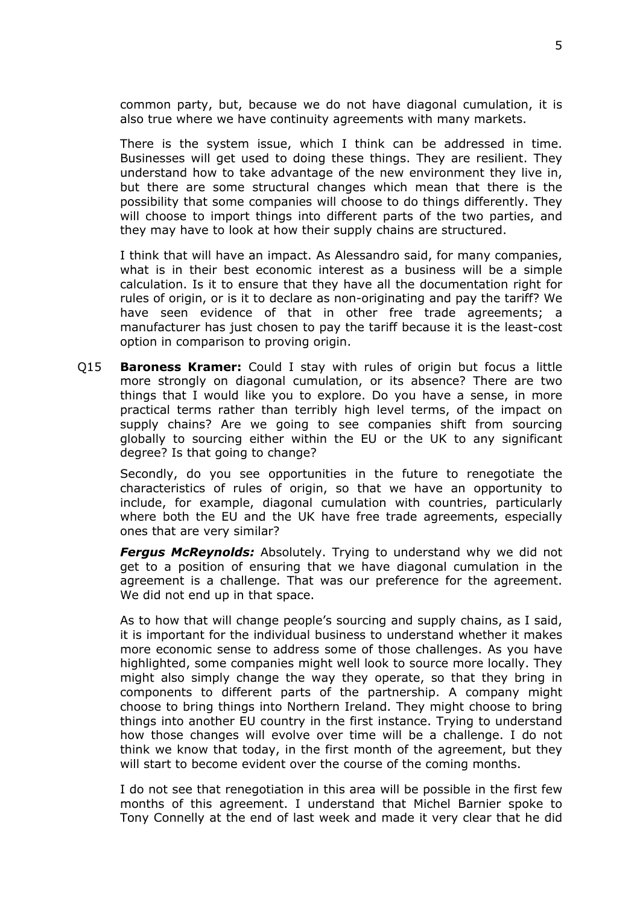common party, but, because we do not have diagonal cumulation, it is also true where we have continuity agreements with many markets.

There is the system issue, which I think can be addressed in time. Businesses will get used to doing these things. They are resilient. They understand how to take advantage of the new environment they live in, but there are some structural changes which mean that there is the possibility that some companies will choose to do things differently. They will choose to import things into different parts of the two parties, and they may have to look at how their supply chains are structured.

I think that will have an impact. As Alessandro said, for many companies, what is in their best economic interest as a business will be a simple calculation. Is it to ensure that they have all the documentation right for rules of origin, or is it to declare as non-originating and pay the tariff? We have seen evidence of that in other free trade agreements; a manufacturer has just chosen to pay the tariff because it is the least-cost option in comparison to proving origin.

Q15 **Baroness Kramer:** Could I stay with rules of origin but focus a little more strongly on diagonal cumulation, or its absence? There are two things that I would like you to explore. Do you have a sense, in more practical terms rather than terribly high level terms, of the impact on supply chains? Are we going to see companies shift from sourcing globally to sourcing either within the EU or the UK to any significant degree? Is that going to change?

Secondly, do you see opportunities in the future to renegotiate the characteristics of rules of origin, so that we have an opportunity to include, for example, diagonal cumulation with countries, particularly where both the EU and the UK have free trade agreements, especially ones that are very similar?

***Fergus McReynolds:*** Absolutely. Trying to understand why we did not get to a position of ensuring that we have diagonal cumulation in the agreement is a challenge. That was our preference for the agreement. We did not end up in that space.

As to how that will change people's sourcing and supply chains, as I said, it is important for the individual business to understand whether it makes more economic sense to address some of those challenges. As you have highlighted, some companies might well look to source more locally. They might also simply change the way they operate, so that they bring in components to different parts of the partnership. A company might choose to bring things into Northern Ireland. They might choose to bring things into another EU country in the first instance. Trying to understand how those changes will evolve over time will be a challenge. I do not think we know that today, in the first month of the agreement, but they will start to become evident over the course of the coming months.

I do not see that renegotiation in this area will be possible in the first few months of this agreement. I understand that Michel Barnier spoke to Tony Connelly at the end of last week and made it very clear that he did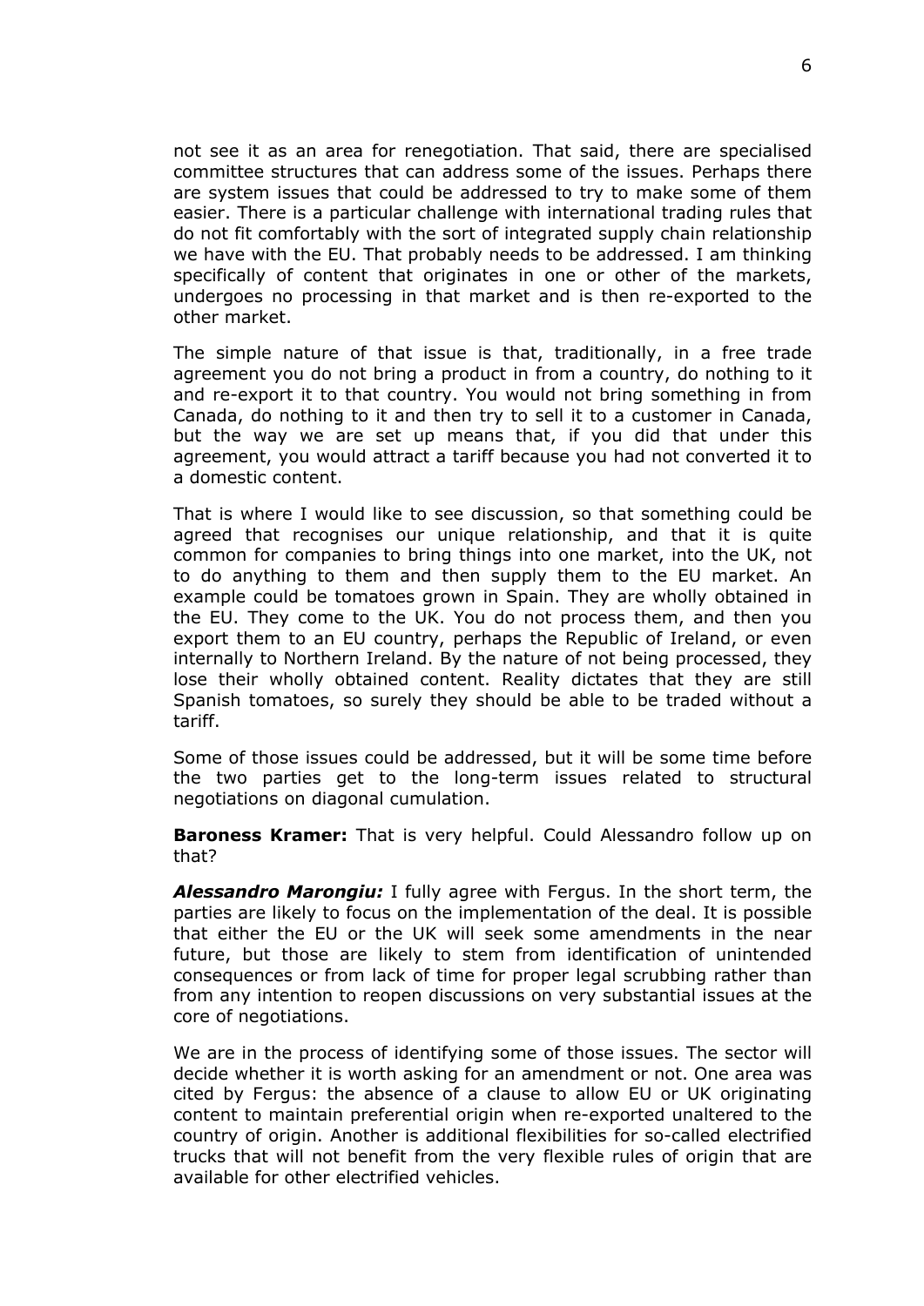not see it as an area for renegotiation. That said, there are specialised committee structures that can address some of the issues. Perhaps there are system issues that could be addressed to try to make some of them easier. There is a particular challenge with international trading rules that do not fit comfortably with the sort of integrated supply chain relationship we have with the EU. That probably needs to be addressed. I am thinking specifically of content that originates in one or other of the markets, undergoes no processing in that market and is then re-exported to the other market.

The simple nature of that issue is that, traditionally, in a free trade agreement you do not bring a product in from a country, do nothing to it and re-export it to that country. You would not bring something in from Canada, do nothing to it and then try to sell it to a customer in Canada, but the way we are set up means that, if you did that under this agreement, you would attract a tariff because you had not converted it to a domestic content.

That is where I would like to see discussion, so that something could be agreed that recognises our unique relationship, and that it is quite common for companies to bring things into one market, into the UK, not to do anything to them and then supply them to the EU market. An example could be tomatoes grown in Spain. They are wholly obtained in the EU. They come to the UK. You do not process them, and then you export them to an EU country, perhaps the Republic of Ireland, or even internally to Northern Ireland. By the nature of not being processed, they lose their wholly obtained content. Reality dictates that they are still Spanish tomatoes, so surely they should be able to be traded without a tariff.

Some of those issues could be addressed, but it will be some time before the two parties get to the long-term issues related to structural negotiations on diagonal cumulation.

**Baroness Kramer:** That is very helpful. Could Alessandro follow up on that?

***Alessandro Marongiu:*** I fully agree with Fergus. In the short term, the parties are likely to focus on the implementation of the deal. It is possible that either the EU or the UK will seek some amendments in the near future, but those are likely to stem from identification of unintended consequences or from lack of time for proper legal scrubbing rather than from any intention to reopen discussions on very substantial issues at the core of negotiations.

We are in the process of identifying some of those issues. The sector will decide whether it is worth asking for an amendment or not. One area was cited by Fergus: the absence of a clause to allow EU or UK originating content to maintain preferential origin when re-exported unaltered to the country of origin. Another is additional flexibilities for so-called electrified trucks that will not benefit from the very flexible rules of origin that are available for other electrified vehicles.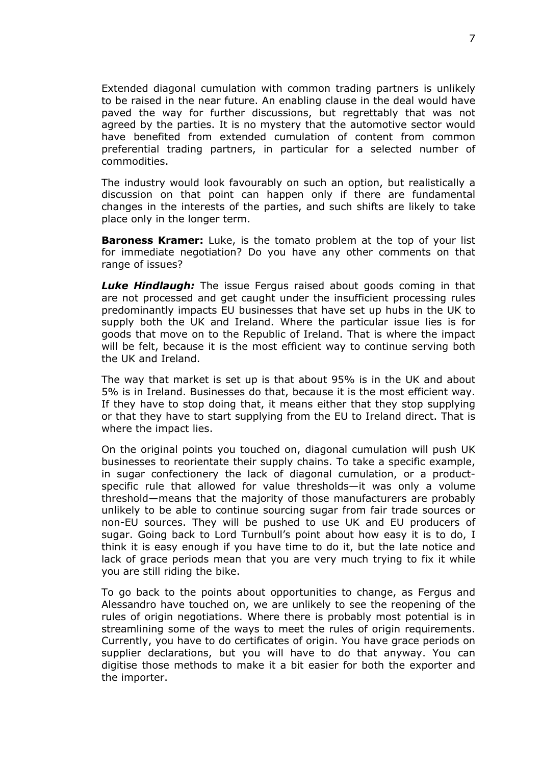Extended diagonal cumulation with common trading partners is unlikely to be raised in the near future. An enabling clause in the deal would have paved the way for further discussions, but regrettably that was not agreed by the parties. It is no mystery that the automotive sector would have benefited from extended cumulation of content from common preferential trading partners, in particular for a selected number of commodities.

The industry would look favourably on such an option, but realistically a discussion on that point can happen only if there are fundamental changes in the interests of the parties, and such shifts are likely to take place only in the longer term.

**Baroness Kramer:** Luke, is the tomato problem at the top of your list for immediate negotiation? Do you have any other comments on that range of issues?

***Luke Hindlaugh:*** The issue Fergus raised about goods coming in that are not processed and get caught under the insufficient processing rules predominantly impacts EU businesses that have set up hubs in the UK to supply both the UK and Ireland. Where the particular issue lies is for goods that move on to the Republic of Ireland. That is where the impact will be felt, because it is the most efficient way to continue serving both the UK and Ireland.

The way that market is set up is that about 95% is in the UK and about 5% is in Ireland. Businesses do that, because it is the most efficient way. If they have to stop doing that, it means either that they stop supplying or that they have to start supplying from the EU to Ireland direct. That is where the impact lies.

On the original points you touched on, diagonal cumulation will push UK businesses to reorientate their supply chains. To take a specific example, in sugar confectionery the lack of diagonal cumulation, or a product-specific rule that allowed for value thresholds—it was only a volume threshold—means that the majority of those manufacturers are probably unlikely to be able to continue sourcing sugar from fair trade sources or non-EU sources. They will be pushed to use UK and EU producers of sugar. Going back to Lord Turnbull's point about how easy it is to do, I think it is easy enough if you have time to do it, but the late notice and lack of grace periods mean that you are very much trying to fix it while you are still riding the bike.

To go back to the points about opportunities to change, as Fergus and Alessandro have touched on, we are unlikely to see the reopening of the rules of origin negotiations. Where there is probably most potential is in streamlining some of the ways to meet the rules of origin requirements. Currently, you have to do certificates of origin. You have grace periods on supplier declarations, but you will have to do that anyway. You can digitise those methods to make it a bit easier for both the exporter and the importer.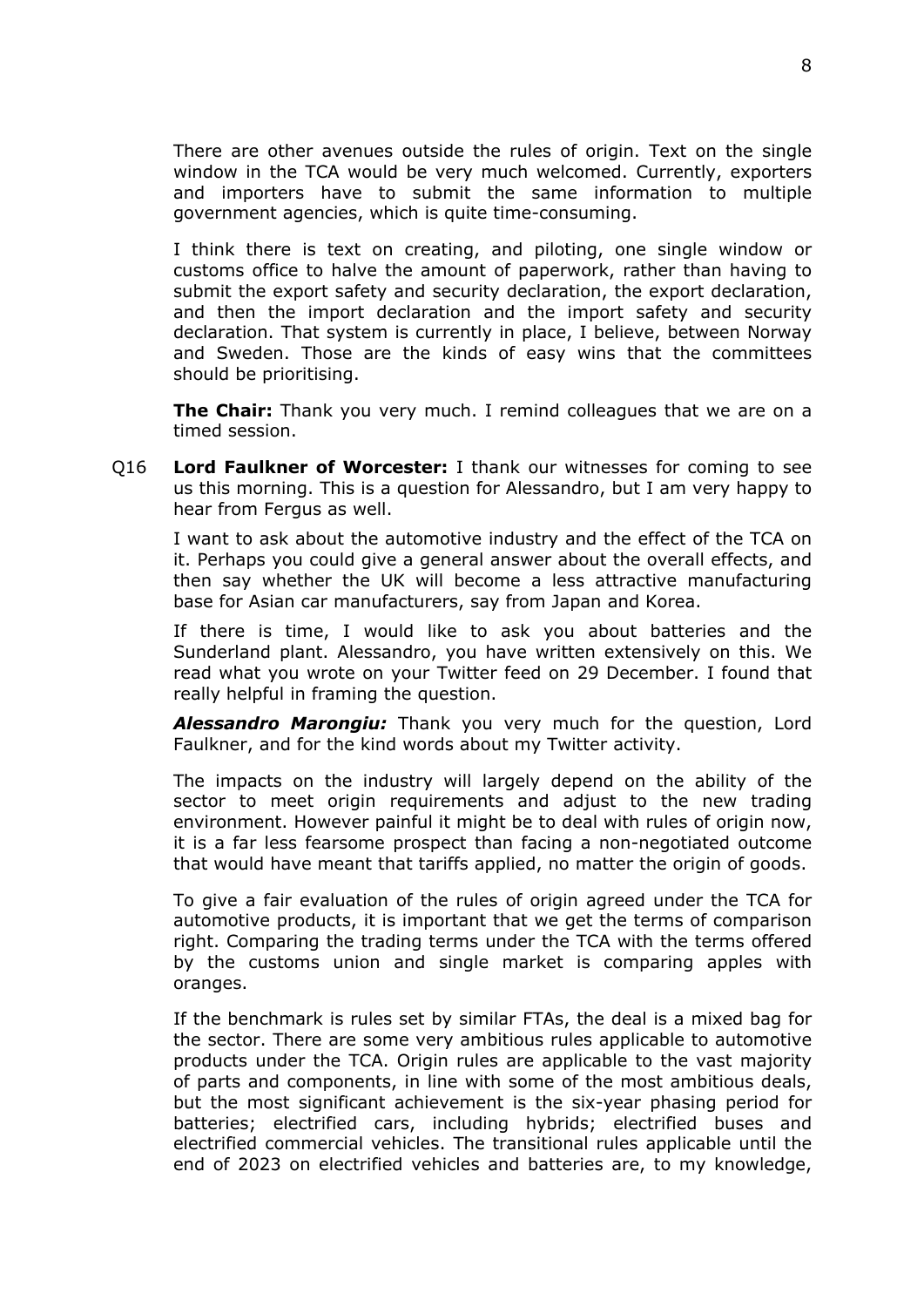There are other avenues outside the rules of origin. Text on the single window in the TCA would be very much welcomed. Currently, exporters and importers have to submit the same information to multiple government agencies, which is quite time-consuming.

I think there is text on creating, and piloting, one single window or customs office to halve the amount of paperwork, rather than having to submit the export safety and security declaration, the export declaration, and then the import declaration and the import safety and security declaration. That system is currently in place, I believe, between Norway and Sweden. Those are the kinds of easy wins that the committees should be prioritising.

**The Chair:** Thank you very much. I remind colleagues that we are on a timed session.

Q16 **Lord Faulkner of Worcester:** I thank our witnesses for coming to see us this morning. This is a question for Alessandro, but I am very happy to hear from Fergus as well.

I want to ask about the automotive industry and the effect of the TCA on it. Perhaps you could give a general answer about the overall effects, and then say whether the UK will become a less attractive manufacturing base for Asian car manufacturers, say from Japan and Korea.

If there is time, I would like to ask you about batteries and the Sunderland plant. Alessandro, you have written extensively on this. We read what you wrote on your Twitter feed on 29 December. I found that really helpful in framing the question.

***Alessandro Marongiu:*** Thank you very much for the question, Lord Faulkner, and for the kind words about my Twitter activity.

The impacts on the industry will largely depend on the ability of the sector to meet origin requirements and adjust to the new trading environment. However painful it might be to deal with rules of origin now, it is a far less fearsome prospect than facing a non-negotiated outcome that would have meant that tariffs applied, no matter the origin of goods.

To give a fair evaluation of the rules of origin agreed under the TCA for automotive products, it is important that we get the terms of comparison right. Comparing the trading terms under the TCA with the terms offered by the customs union and single market is comparing apples with oranges.

If the benchmark is rules set by similar FTAs, the deal is a mixed bag for the sector. There are some very ambitious rules applicable to automotive products under the TCA. Origin rules are applicable to the vast majority of parts and components, in line with some of the most ambitious deals, but the most significant achievement is the six-year phasing period for batteries; electrified cars, including hybrids; electrified buses and electrified commercial vehicles. The transitional rules applicable until the end of 2023 on electrified vehicles and batteries are, to my knowledge,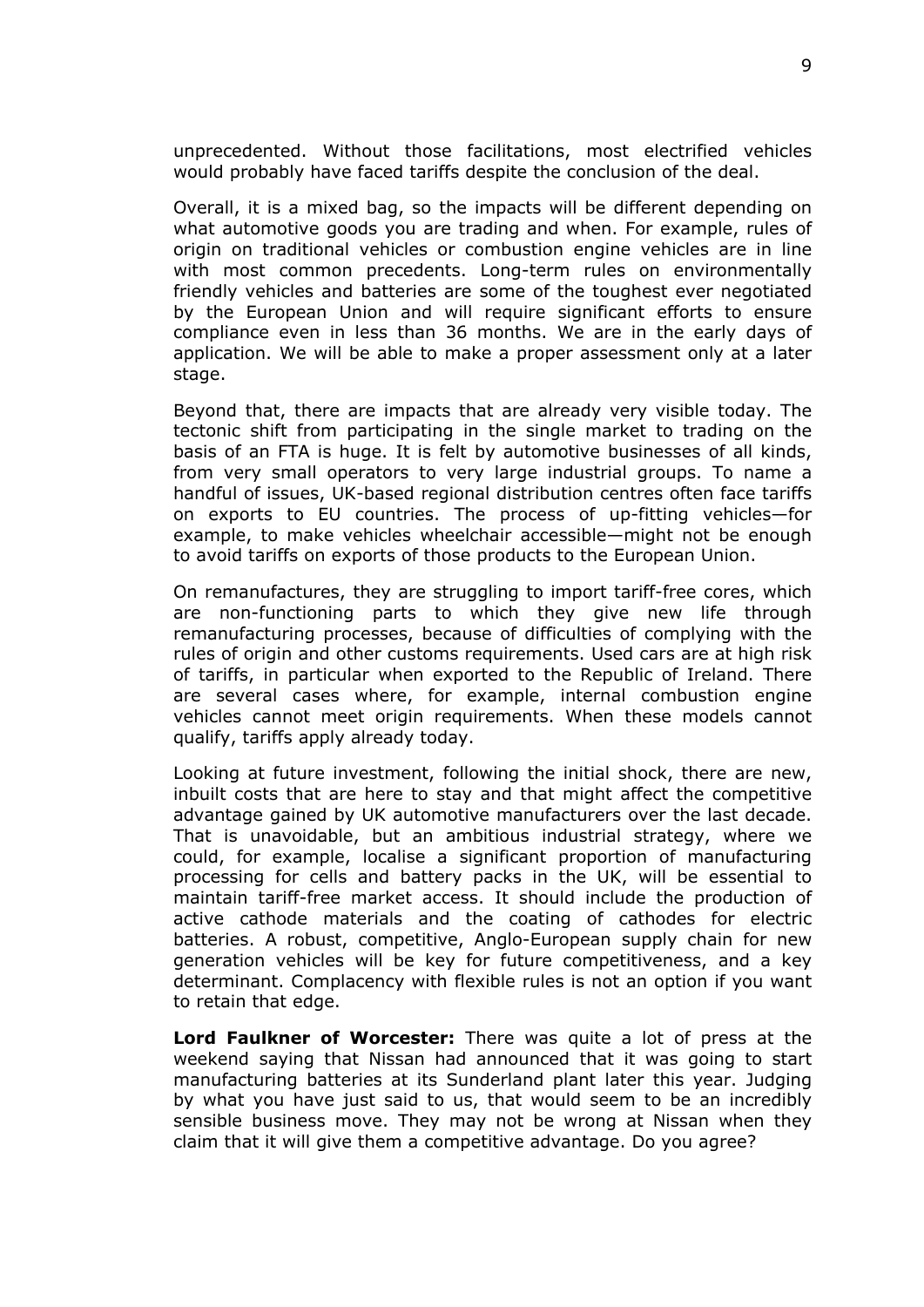unprecedented. Without those facilitations, most electrified vehicles would probably have faced tariffs despite the conclusion of the deal.

Overall, it is a mixed bag, so the impacts will be different depending on what automotive goods you are trading and when. For example, rules of origin on traditional vehicles or combustion engine vehicles are in line with most common precedents. Long-term rules on environmentally friendly vehicles and batteries are some of the toughest ever negotiated by the European Union and will require significant efforts to ensure compliance even in less than 36 months. We are in the early days of application. We will be able to make a proper assessment only at a later stage.

Beyond that, there are impacts that are already very visible today. The tectonic shift from participating in the single market to trading on the basis of an FTA is huge. It is felt by automotive businesses of all kinds, from very small operators to very large industrial groups. To name a handful of issues, UK-based regional distribution centres often face tariffs on exports to EU countries. The process of up-fitting vehicles—for example, to make vehicles wheelchair accessible—might not be enough to avoid tariffs on exports of those products to the European Union.

On remanufactures, they are struggling to import tariff-free cores, which are non-functioning parts to which they give new life through remanufacturing processes, because of difficulties of complying with the rules of origin and other customs requirements. Used cars are at high risk of tariffs, in particular when exported to the Republic of Ireland. There are several cases where, for example, internal combustion engine vehicles cannot meet origin requirements. When these models cannot qualify, tariffs apply already today.

Looking at future investment, following the initial shock, there are new, inbuilt costs that are here to stay and that might affect the competitive advantage gained by UK automotive manufacturers over the last decade. That is unavoidable, but an ambitious industrial strategy, where we could, for example, localise a significant proportion of manufacturing processing for cells and battery packs in the UK, will be essential to maintain tariff-free market access. It should include the production of active cathode materials and the coating of cathodes for electric batteries. A robust, competitive, Anglo-European supply chain for new generation vehicles will be key for future competitiveness, and a key determinant. Complacency with flexible rules is not an option if you want to retain that edge.

**Lord Faulkner of Worcester:** There was quite a lot of press at the weekend saying that Nissan had announced that it was going to start manufacturing batteries at its Sunderland plant later this year. Judging by what you have just said to us, that would seem to be an incredibly sensible business move. They may not be wrong at Nissan when they claim that it will give them a competitive advantage. Do you agree?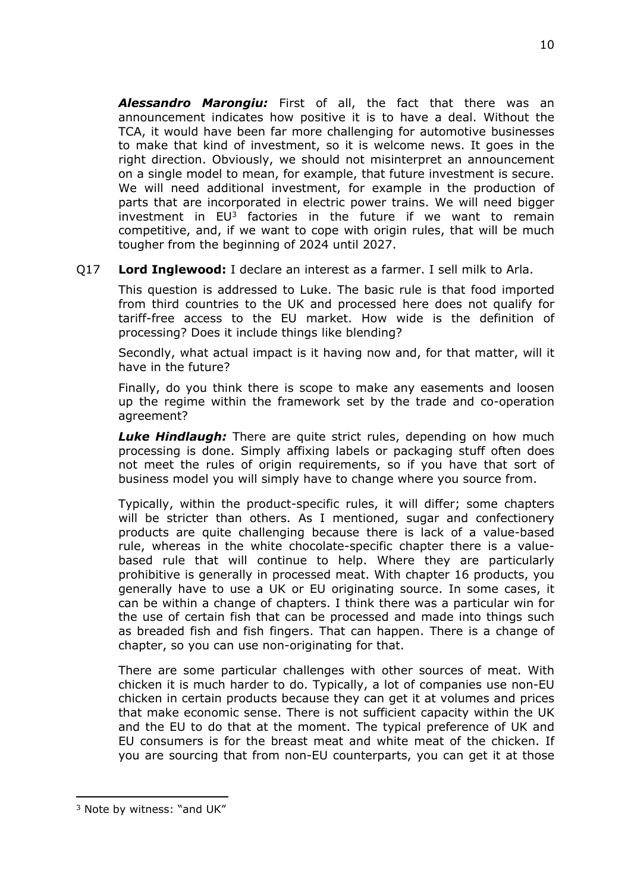***Alessandro Marongiu:*** First of all, the fact that there was an announcement indicates how positive it is to have a deal. Without the TCA, it would have been far more challenging for automotive businesses to make that kind of investment, so it is welcome news. It goes in the right direction. Obviously, we should not misinterpret an announcement on a single model to mean, for example, that future investment is secure. We will need additional investment, for example in the production of parts that are incorporated in electric power trains. We will need bigger investment in EU[3] factories in the future if we want to remain competitive, and, if we want to cope with origin rules, that will be much tougher from the beginning of 2024 until 2027.

Q17 **Lord Inglewood:** I declare an interest as a farmer. I sell milk to Arla.

This question is addressed to Luke. The basic rule is that food imported from third countries to the UK and processed here does not qualify for tariff-free access to the EU market. How wide is the definition of processing? Does it include things like blending?

Secondly, what actual impact is it having now and, for that matter, will it have in the future?

Finally, do you think there is scope to make any easements and loosen up the regime within the framework set by the trade and co-operation agreement?

***Luke Hindlaugh:*** There are quite strict rules, depending on how much processing is done. Simply affixing labels or packaging stuff often does not meet the rules of origin requirements, so if you have that sort of business model you will simply have to change where you source from.

Typically, within the product-specific rules, it will differ; some chapters will be stricter than others. As I mentioned, sugar and confectionery products are quite challenging because there is lack of a value-based rule, whereas in the white chocolate-specific chapter there is a value-based rule that will continue to help. Where they are particularly prohibitive is generally in processed meat. With chapter 16 products, you generally have to use a UK or EU originating source. In some cases, it can be within a change of chapters. I think there was a particular win for the use of certain fish that can be processed and made into things such as breaded fish and fish fingers. That can happen. There is a change of chapter, so you can use non-originating for that.

There are some particular challenges with other sources of meat. With chicken it is much harder to do. Typically, a lot of companies use non-EU chicken in certain products because they can get it at volumes and prices that make economic sense. There is not sufficient capacity within the UK and the EU to do that at the moment. The typical preference of UK and EU consumers is for the breast meat and white meat of the chicken. If you are sourcing that from non-EU counterparts, you can get it at those

---

[3] Note by witness: "and UK"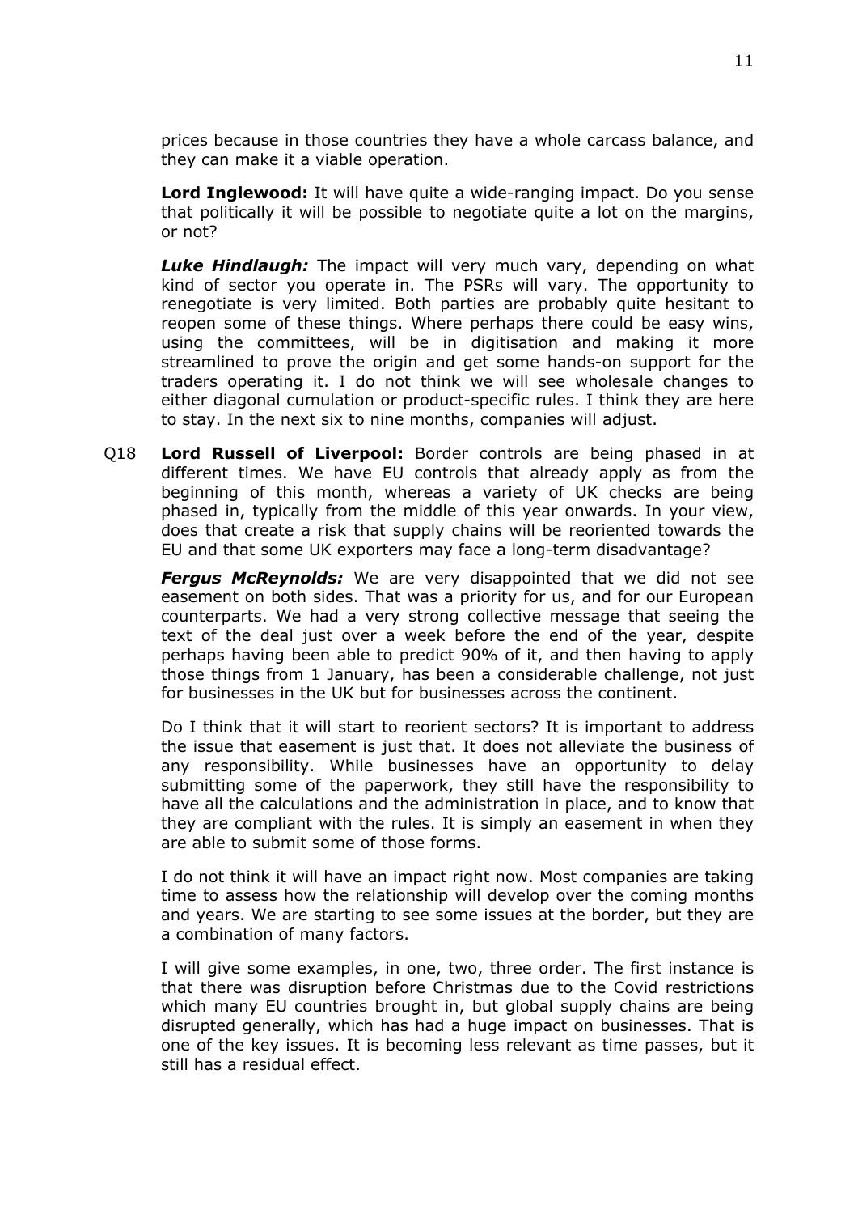prices because in those countries they have a whole carcass balance, and they can make it a viable operation.

**Lord Inglewood:** It will have quite a wide-ranging impact. Do you sense that politically it will be possible to negotiate quite a lot on the margins, or not?

***Luke Hindlaugh:*** The impact will very much vary, depending on what kind of sector you operate in. The PSRs will vary. The opportunity to renegotiate is very limited. Both parties are probably quite hesitant to reopen some of these things. Where perhaps there could be easy wins, using the committees, will be in digitisation and making it more streamlined to prove the origin and get some hands-on support for the traders operating it. I do not think we will see wholesale changes to either diagonal cumulation or product-specific rules. I think they are here to stay. In the next six to nine months, companies will adjust.

Q18 **Lord Russell of Liverpool:** Border controls are being phased in at different times. We have EU controls that already apply as from the beginning of this month, whereas a variety of UK checks are being phased in, typically from the middle of this year onwards. In your view, does that create a risk that supply chains will be reoriented towards the EU and that some UK exporters may face a long-term disadvantage?

***Fergus McReynolds:*** We are very disappointed that we did not see easement on both sides. That was a priority for us, and for our European counterparts. We had a very strong collective message that seeing the text of the deal just over a week before the end of the year, despite perhaps having been able to predict 90% of it, and then having to apply those things from 1 January, has been a considerable challenge, not just for businesses in the UK but for businesses across the continent.

Do I think that it will start to reorient sectors? It is important to address the issue that easement is just that. It does not alleviate the business of any responsibility. While businesses have an opportunity to delay submitting some of the paperwork, they still have the responsibility to have all the calculations and the administration in place, and to know that they are compliant with the rules. It is simply an easement in when they are able to submit some of those forms.

I do not think it will have an impact right now. Most companies are taking time to assess how the relationship will develop over the coming months and years. We are starting to see some issues at the border, but they are a combination of many factors.

I will give some examples, in one, two, three order. The first instance is that there was disruption before Christmas due to the Covid restrictions which many EU countries brought in, but global supply chains are being disrupted generally, which has had a huge impact on businesses. That is one of the key issues. It is becoming less relevant as time passes, but it still has a residual effect.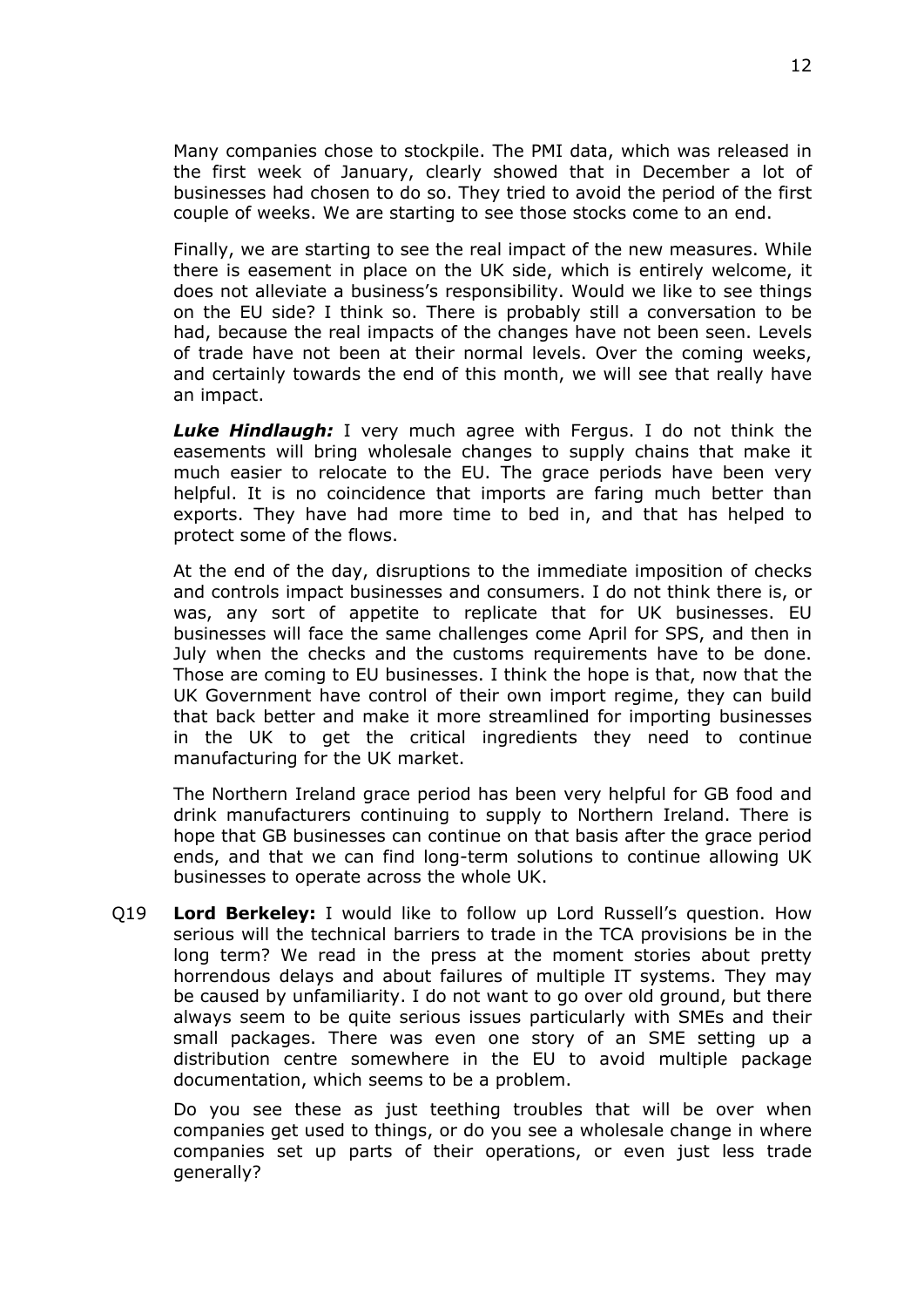Many companies chose to stockpile. The PMI data, which was released in the first week of January, clearly showed that in December a lot of businesses had chosen to do so. They tried to avoid the period of the first couple of weeks. We are starting to see those stocks come to an end.

Finally, we are starting to see the real impact of the new measures. While there is easement in place on the UK side, which is entirely welcome, it does not alleviate a business's responsibility. Would we like to see things on the EU side? I think so. There is probably still a conversation to be had, because the real impacts of the changes have not been seen. Levels of trade have not been at their normal levels. Over the coming weeks, and certainly towards the end of this month, we will see that really have an impact.

***Luke Hindlaugh:*** I very much agree with Fergus. I do not think the easements will bring wholesale changes to supply chains that make it much easier to relocate to the EU. The grace periods have been very helpful. It is no coincidence that imports are faring much better than exports. They have had more time to bed in, and that has helped to protect some of the flows.

At the end of the day, disruptions to the immediate imposition of checks and controls impact businesses and consumers. I do not think there is, or was, any sort of appetite to replicate that for UK businesses. EU businesses will face the same challenges come April for SPS, and then in July when the checks and the customs requirements have to be done. Those are coming to EU businesses. I think the hope is that, now that the UK Government have control of their own import regime, they can build that back better and make it more streamlined for importing businesses in the UK to get the critical ingredients they need to continue manufacturing for the UK market.

The Northern Ireland grace period has been very helpful for GB food and drink manufacturers continuing to supply to Northern Ireland. There is hope that GB businesses can continue on that basis after the grace period ends, and that we can find long-term solutions to continue allowing UK businesses to operate across the whole UK.

Q19 **Lord Berkeley:** I would like to follow up Lord Russell's question. How serious will the technical barriers to trade in the TCA provisions be in the long term? We read in the press at the moment stories about pretty horrendous delays and about failures of multiple IT systems. They may be caused by unfamiliarity. I do not want to go over old ground, but there always seem to be quite serious issues particularly with SMEs and their small packages. There was even one story of an SME setting up a distribution centre somewhere in the EU to avoid multiple package documentation, which seems to be a problem.

Do you see these as just teething troubles that will be over when companies get used to things, or do you see a wholesale change in where companies set up parts of their operations, or even just less trade generally?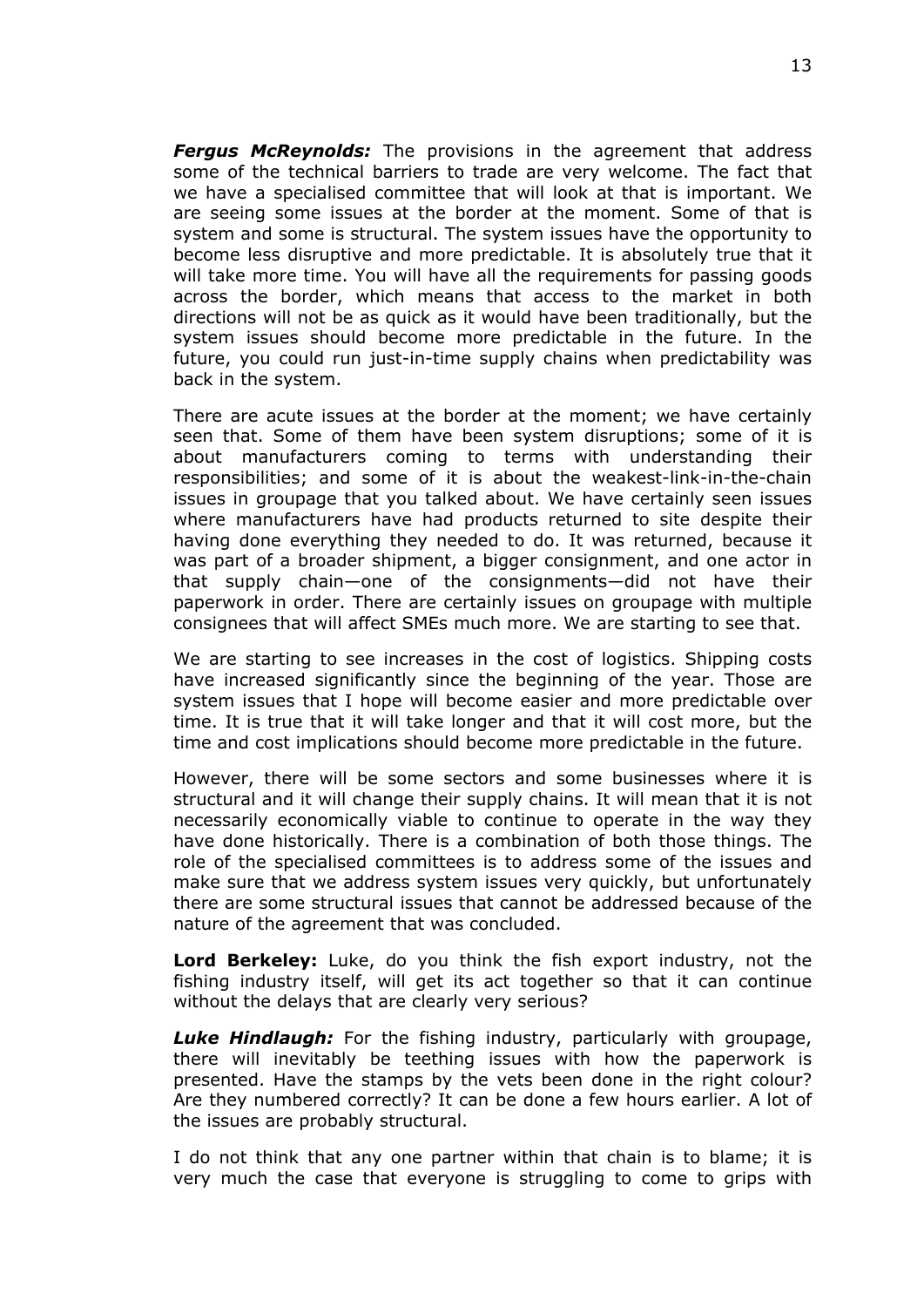***Fergus McReynolds:*** The provisions in the agreement that address some of the technical barriers to trade are very welcome. The fact that we have a specialised committee that will look at that is important. We are seeing some issues at the border at the moment. Some of that is system and some is structural. The system issues have the opportunity to become less disruptive and more predictable. It is absolutely true that it will take more time. You will have all the requirements for passing goods across the border, which means that access to the market in both directions will not be as quick as it would have been traditionally, but the system issues should become more predictable in the future. In the future, you could run just-in-time supply chains when predictability was back in the system.

There are acute issues at the border at the moment; we have certainly seen that. Some of them have been system disruptions; some of it is about manufacturers coming to terms with understanding their responsibilities; and some of it is about the weakest-link-in-the-chain issues in groupage that you talked about. We have certainly seen issues where manufacturers have had products returned to site despite their having done everything they needed to do. It was returned, because it was part of a broader shipment, a bigger consignment, and one actor in that supply chain—one of the consignments—did not have their paperwork in order. There are certainly issues on groupage with multiple consignees that will affect SMEs much more. We are starting to see that.

We are starting to see increases in the cost of logistics. Shipping costs have increased significantly since the beginning of the year. Those are system issues that I hope will become easier and more predictable over time. It is true that it will take longer and that it will cost more, but the time and cost implications should become more predictable in the future.

However, there will be some sectors and some businesses where it is structural and it will change their supply chains. It will mean that it is not necessarily economically viable to continue to operate in the way they have done historically. There is a combination of both those things. The role of the specialised committees is to address some of the issues and make sure that we address system issues very quickly, but unfortunately there are some structural issues that cannot be addressed because of the nature of the agreement that was concluded.

**Lord Berkeley:** Luke, do you think the fish export industry, not the fishing industry itself, will get its act together so that it can continue without the delays that are clearly very serious?

***Luke Hindlaugh:*** For the fishing industry, particularly with groupage, there will inevitably be teething issues with how the paperwork is presented. Have the stamps by the vets been done in the right colour? Are they numbered correctly? It can be done a few hours earlier. A lot of the issues are probably structural.

I do not think that any one partner within that chain is to blame; it is very much the case that everyone is struggling to come to grips with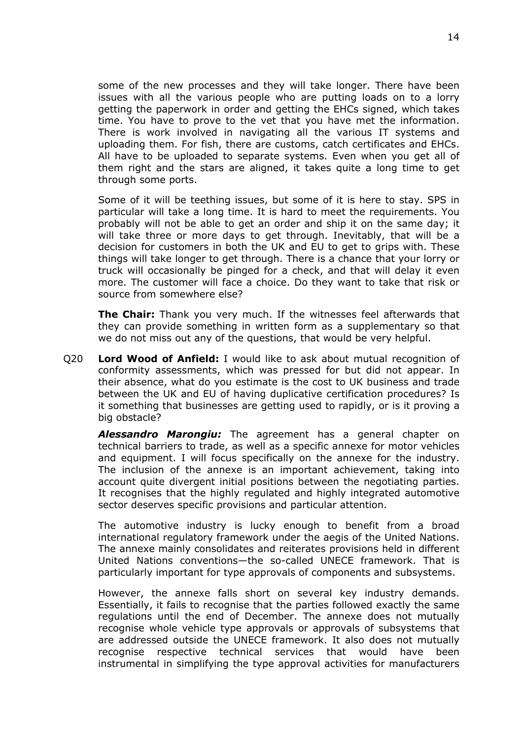some of the new processes and they will take longer. There have been issues with all the various people who are putting loads on to a lorry getting the paperwork in order and getting the EHCs signed, which takes time. You have to prove to the vet that you have met the information. There is work involved in navigating all the various IT systems and uploading them. For fish, there are customs, catch certificates and EHCs. All have to be uploaded to separate systems. Even when you get all of them right and the stars are aligned, it takes quite a long time to get through some ports.

Some of it will be teething issues, but some of it is here to stay. SPS in particular will take a long time. It is hard to meet the requirements. You probably will not be able to get an order and ship it on the same day; it will take three or more days to get through. Inevitably, that will be a decision for customers in both the UK and EU to get to grips with. These things will take longer to get through. There is a chance that your lorry or truck will occasionally be pinged for a check, and that will delay it even more. The customer will face a choice. Do they want to take that risk or source from somewhere else?

**The Chair:** Thank you very much. If the witnesses feel afterwards that they can provide something in written form as a supplementary so that we do not miss out any of the questions, that would be very helpful.

Q20 **Lord Wood of Anfield:** I would like to ask about mutual recognition of conformity assessments, which was pressed for but did not appear. In their absence, what do you estimate is the cost to UK business and trade between the UK and EU of having duplicative certification procedures? Is it something that businesses are getting used to rapidly, or is it proving a big obstacle?

***Alessandro Marongiu:*** The agreement has a general chapter on technical barriers to trade, as well as a specific annexe for motor vehicles and equipment. I will focus specifically on the annexe for the industry. The inclusion of the annexe is an important achievement, taking into account quite divergent initial positions between the negotiating parties. It recognises that the highly regulated and highly integrated automotive sector deserves specific provisions and particular attention.

The automotive industry is lucky enough to benefit from a broad international regulatory framework under the aegis of the United Nations. The annexe mainly consolidates and reiterates provisions held in different United Nations conventions—the so-called UNECE framework. That is particularly important for type approvals of components and subsystems.

However, the annexe falls short on several key industry demands. Essentially, it fails to recognise that the parties followed exactly the same regulations until the end of December. The annexe does not mutually recognise whole vehicle type approvals or approvals of subsystems that are addressed outside the UNECE framework. It also does not mutually recognise respective technical services that would have been instrumental in simplifying the type approval activities for manufacturers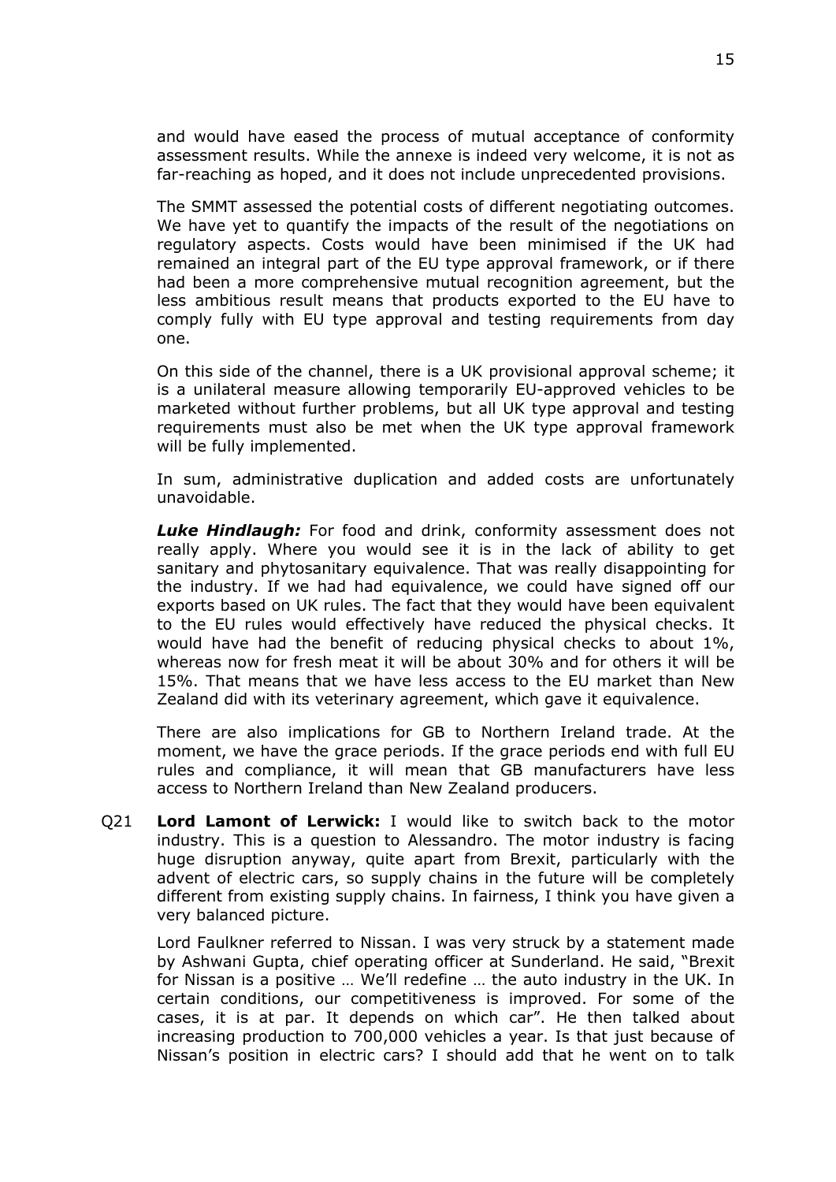and would have eased the process of mutual acceptance of conformity assessment results. While the annexe is indeed very welcome, it is not as far-reaching as hoped, and it does not include unprecedented provisions.

The SMMT assessed the potential costs of different negotiating outcomes. We have yet to quantify the impacts of the result of the negotiations on regulatory aspects. Costs would have been minimised if the UK had remained an integral part of the EU type approval framework, or if there had been a more comprehensive mutual recognition agreement, but the less ambitious result means that products exported to the EU have to comply fully with EU type approval and testing requirements from day one.

On this side of the channel, there is a UK provisional approval scheme; it is a unilateral measure allowing temporarily EU-approved vehicles to be marketed without further problems, but all UK type approval and testing requirements must also be met when the UK type approval framework will be fully implemented.

In sum, administrative duplication and added costs are unfortunately unavoidable.

***Luke Hindlaugh:*** For food and drink, conformity assessment does not really apply. Where you would see it is in the lack of ability to get sanitary and phytosanitary equivalence. That was really disappointing for the industry. If we had had equivalence, we could have signed off our exports based on UK rules. The fact that they would have been equivalent to the EU rules would effectively have reduced the physical checks. It would have had the benefit of reducing physical checks to about 1%, whereas now for fresh meat it will be about 30% and for others it will be 15%. That means that we have less access to the EU market than New Zealand did with its veterinary agreement, which gave it equivalence.

There are also implications for GB to Northern Ireland trade. At the moment, we have the grace periods. If the grace periods end with full EU rules and compliance, it will mean that GB manufacturers have less access to Northern Ireland than New Zealand producers.

Q21 **Lord Lamont of Lerwick:** I would like to switch back to the motor industry. This is a question to Alessandro. The motor industry is facing huge disruption anyway, quite apart from Brexit, particularly with the advent of electric cars, so supply chains in the future will be completely different from existing supply chains. In fairness, I think you have given a very balanced picture.

Lord Faulkner referred to Nissan. I was very struck by a statement made by Ashwani Gupta, chief operating officer at Sunderland. He said, "Brexit for Nissan is a positive … We'll redefine … the auto industry in the UK. In certain conditions, our competitiveness is improved. For some of the cases, it is at par. It depends on which car". He then talked about increasing production to 700,000 vehicles a year. Is that just because of Nissan's position in electric cars? I should add that he went on to talk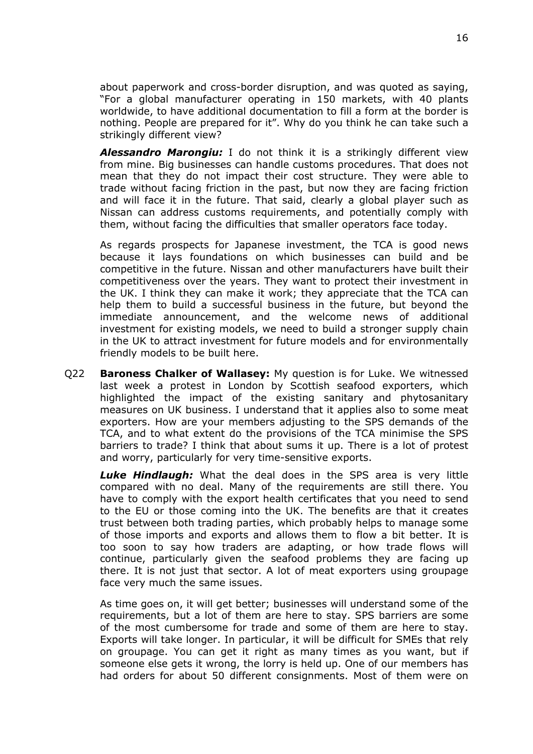about paperwork and cross-border disruption, and was quoted as saying, "For a global manufacturer operating in 150 markets, with 40 plants worldwide, to have additional documentation to fill a form at the border is nothing. People are prepared for it". Why do you think he can take such a strikingly different view?

***Alessandro Marongiu:*** I do not think it is a strikingly different view from mine. Big businesses can handle customs procedures. That does not mean that they do not impact their cost structure. They were able to trade without facing friction in the past, but now they are facing friction and will face it in the future. That said, clearly a global player such as Nissan can address customs requirements, and potentially comply with them, without facing the difficulties that smaller operators face today.

As regards prospects for Japanese investment, the TCA is good news because it lays foundations on which businesses can build and be competitive in the future. Nissan and other manufacturers have built their competitiveness over the years. They want to protect their investment in the UK. I think they can make it work; they appreciate that the TCA can help them to build a successful business in the future, but beyond the immediate announcement, and the welcome news of additional investment for existing models, we need to build a stronger supply chain in the UK to attract investment for future models and for environmentally friendly models to be built here.

Q22 **Baroness Chalker of Wallasey:** My question is for Luke. We witnessed last week a protest in London by Scottish seafood exporters, which highlighted the impact of the existing sanitary and phytosanitary measures on UK business. I understand that it applies also to some meat exporters. How are your members adjusting to the SPS demands of the TCA, and to what extent do the provisions of the TCA minimise the SPS barriers to trade? I think that about sums it up. There is a lot of protest and worry, particularly for very time-sensitive exports.

***Luke Hindlaugh:*** What the deal does in the SPS area is very little compared with no deal. Many of the requirements are still there. You have to comply with the export health certificates that you need to send to the EU or those coming into the UK. The benefits are that it creates trust between both trading parties, which probably helps to manage some of those imports and exports and allows them to flow a bit better. It is too soon to say how traders are adapting, or how trade flows will continue, particularly given the seafood problems they are facing up there. It is not just that sector. A lot of meat exporters using groupage face very much the same issues.

As time goes on, it will get better; businesses will understand some of the requirements, but a lot of them are here to stay. SPS barriers are some of the most cumbersome for trade and some of them are here to stay. Exports will take longer. In particular, it will be difficult for SMEs that rely on groupage. You can get it right as many times as you want, but if someone else gets it wrong, the lorry is held up. One of our members has had orders for about 50 different consignments. Most of them were on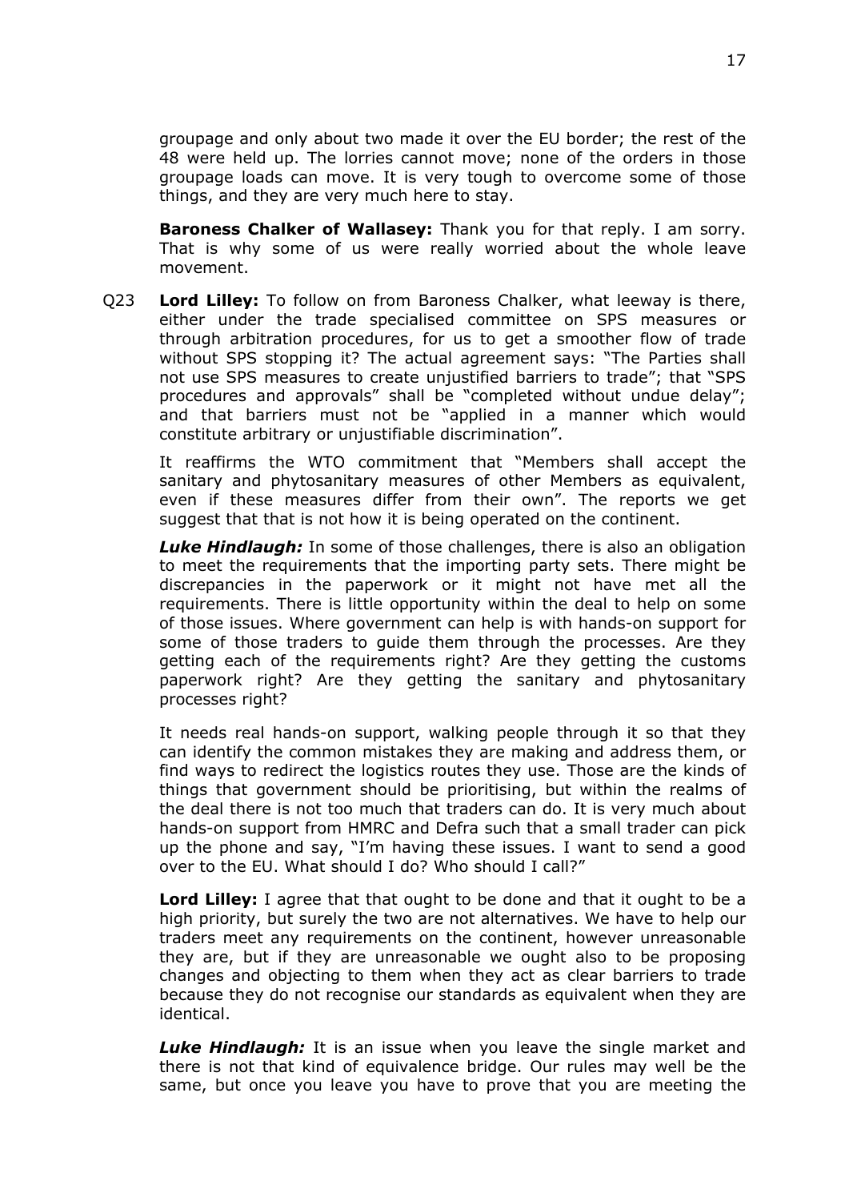groupage and only about two made it over the EU border; the rest of the 48 were held up. The lorries cannot move; none of the orders in those groupage loads can move. It is very tough to overcome some of those things, and they are very much here to stay.

**Baroness Chalker of Wallasey:** Thank you for that reply. I am sorry. That is why some of us were really worried about the whole leave movement.

Q23 **Lord Lilley:** To follow on from Baroness Chalker, what leeway is there, either under the trade specialised committee on SPS measures or through arbitration procedures, for us to get a smoother flow of trade without SPS stopping it? The actual agreement says: "The Parties shall not use SPS measures to create unjustified barriers to trade"; that "SPS procedures and approvals" shall be "completed without undue delay"; and that barriers must not be "applied in a manner which would constitute arbitrary or unjustifiable discrimination".

It reaffirms the WTO commitment that "Members shall accept the sanitary and phytosanitary measures of other Members as equivalent, even if these measures differ from their own". The reports we get suggest that that is not how it is being operated on the continent.

***Luke Hindlaugh:*** In some of those challenges, there is also an obligation to meet the requirements that the importing party sets. There might be discrepancies in the paperwork or it might not have met all the requirements. There is little opportunity within the deal to help on some of those issues. Where government can help is with hands-on support for some of those traders to guide them through the processes. Are they getting each of the requirements right? Are they getting the customs paperwork right? Are they getting the sanitary and phytosanitary processes right?

It needs real hands-on support, walking people through it so that they can identify the common mistakes they are making and address them, or find ways to redirect the logistics routes they use. Those are the kinds of things that government should be prioritising, but within the realms of the deal there is not too much that traders can do. It is very much about hands-on support from HMRC and Defra such that a small trader can pick up the phone and say, "I'm having these issues. I want to send a good over to the EU. What should I do? Who should I call?"

**Lord Lilley:** I agree that that ought to be done and that it ought to be a high priority, but surely the two are not alternatives. We have to help our traders meet any requirements on the continent, however unreasonable they are, but if they are unreasonable we ought also to be proposing changes and objecting to them when they act as clear barriers to trade because they do not recognise our standards as equivalent when they are identical.

***Luke Hindlaugh:*** It is an issue when you leave the single market and there is not that kind of equivalence bridge. Our rules may well be the same, but once you leave you have to prove that you are meeting the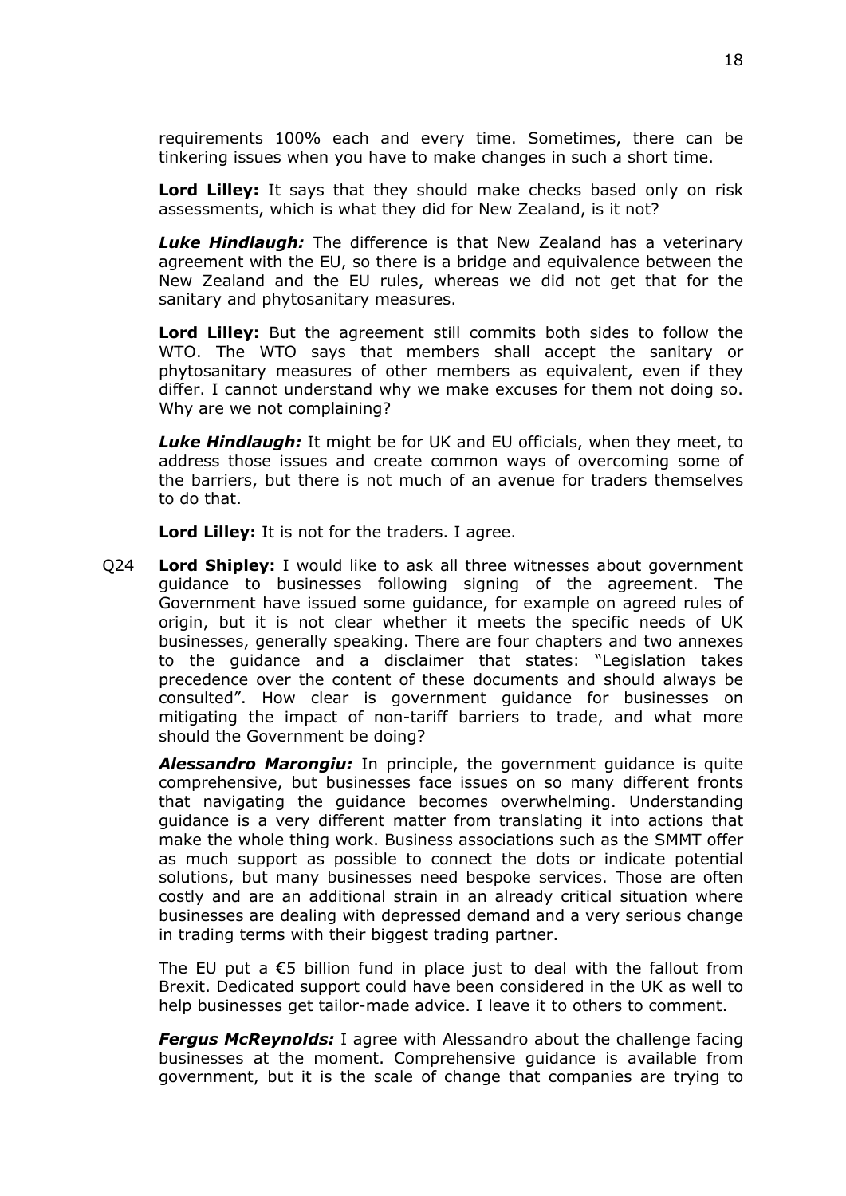requirements 100% each and every time. Sometimes, there can be tinkering issues when you have to make changes in such a short time.

**Lord Lilley:** It says that they should make checks based only on risk assessments, which is what they did for New Zealand, is it not?

***Luke Hindlaugh:*** The difference is that New Zealand has a veterinary agreement with the EU, so there is a bridge and equivalence between the New Zealand and the EU rules, whereas we did not get that for the sanitary and phytosanitary measures.

**Lord Lilley:** But the agreement still commits both sides to follow the WTO. The WTO says that members shall accept the sanitary or phytosanitary measures of other members as equivalent, even if they differ. I cannot understand why we make excuses for them not doing so. Why are we not complaining?

***Luke Hindlaugh:*** It might be for UK and EU officials, when they meet, to address those issues and create common ways of overcoming some of the barriers, but there is not much of an avenue for traders themselves to do that.

**Lord Lilley:** It is not for the traders. I agree.

Q24 **Lord Shipley:** I would like to ask all three witnesses about government guidance to businesses following signing of the agreement. The Government have issued some guidance, for example on agreed rules of origin, but it is not clear whether it meets the specific needs of UK businesses, generally speaking. There are four chapters and two annexes to the guidance and a disclaimer that states: "Legislation takes precedence over the content of these documents and should always be consulted". How clear is government guidance for businesses on mitigating the impact of non-tariff barriers to trade, and what more should the Government be doing?

***Alessandro Marongiu:*** In principle, the government guidance is quite comprehensive, but businesses face issues on so many different fronts that navigating the guidance becomes overwhelming. Understanding guidance is a very different matter from translating it into actions that make the whole thing work. Business associations such as the SMMT offer as much support as possible to connect the dots or indicate potential solutions, but many businesses need bespoke services. Those are often costly and are an additional strain in an already critical situation where businesses are dealing with depressed demand and a very serious change in trading terms with their biggest trading partner.

The EU put a €5 billion fund in place just to deal with the fallout from Brexit. Dedicated support could have been considered in the UK as well to help businesses get tailor-made advice. I leave it to others to comment.

***Fergus McReynolds:*** I agree with Alessandro about the challenge facing businesses at the moment. Comprehensive guidance is available from government, but it is the scale of change that companies are trying to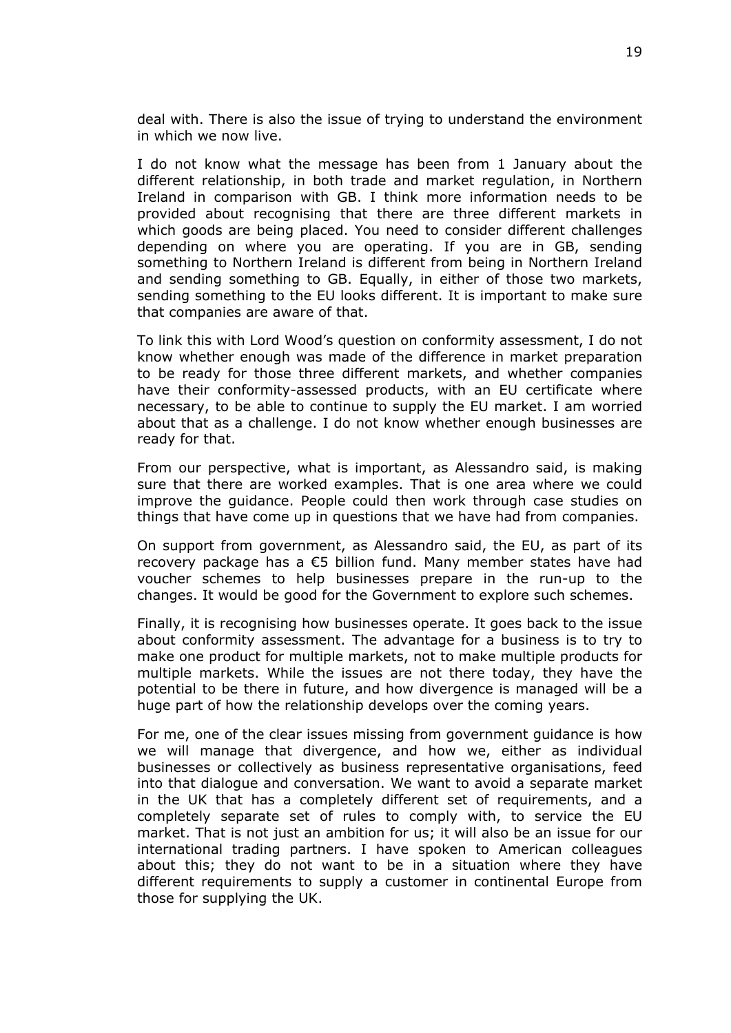deal with. There is also the issue of trying to understand the environment in which we now live.

I do not know what the message has been from 1 January about the different relationship, in both trade and market regulation, in Northern Ireland in comparison with GB. I think more information needs to be provided about recognising that there are three different markets in which goods are being placed. You need to consider different challenges depending on where you are operating. If you are in GB, sending something to Northern Ireland is different from being in Northern Ireland and sending something to GB. Equally, in either of those two markets, sending something to the EU looks different. It is important to make sure that companies are aware of that.

To link this with Lord Wood's question on conformity assessment, I do not know whether enough was made of the difference in market preparation to be ready for those three different markets, and whether companies have their conformity-assessed products, with an EU certificate where necessary, to be able to continue to supply the EU market. I am worried about that as a challenge. I do not know whether enough businesses are ready for that.

From our perspective, what is important, as Alessandro said, is making sure that there are worked examples. That is one area where we could improve the guidance. People could then work through case studies on things that have come up in questions that we have had from companies.

On support from government, as Alessandro said, the EU, as part of its recovery package has a €5 billion fund. Many member states have had voucher schemes to help businesses prepare in the run-up to the changes. It would be good for the Government to explore such schemes.

Finally, it is recognising how businesses operate. It goes back to the issue about conformity assessment. The advantage for a business is to try to make one product for multiple markets, not to make multiple products for multiple markets. While the issues are not there today, they have the potential to be there in future, and how divergence is managed will be a huge part of how the relationship develops over the coming years.

For me, one of the clear issues missing from government guidance is how we will manage that divergence, and how we, either as individual businesses or collectively as business representative organisations, feed into that dialogue and conversation. We want to avoid a separate market in the UK that has a completely different set of requirements, and a completely separate set of rules to comply with, to service the EU market. That is not just an ambition for us; it will also be an issue for our international trading partners. I have spoken to American colleagues about this; they do not want to be in a situation where they have different requirements to supply a customer in continental Europe from those for supplying the UK.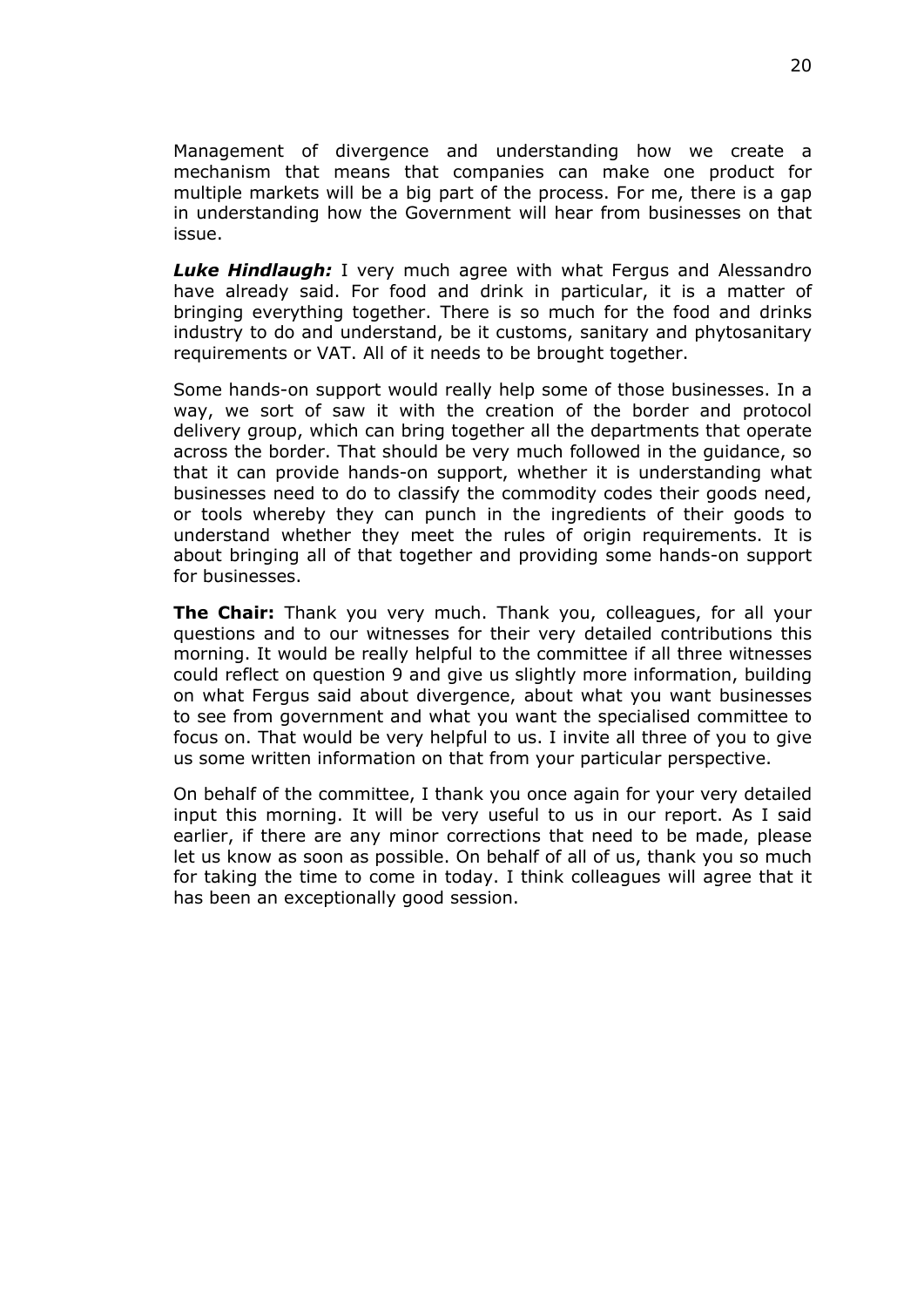Management of divergence and understanding how we create a mechanism that means that companies can make one product for multiple markets will be a big part of the process. For me, there is a gap in understanding how the Government will hear from businesses on that issue.

***Luke Hindlaugh:*** I very much agree with what Fergus and Alessandro have already said. For food and drink in particular, it is a matter of bringing everything together. There is so much for the food and drinks industry to do and understand, be it customs, sanitary and phytosanitary requirements or VAT. All of it needs to be brought together.

Some hands-on support would really help some of those businesses. In a way, we sort of saw it with the creation of the border and protocol delivery group, which can bring together all the departments that operate across the border. That should be very much followed in the guidance, so that it can provide hands-on support, whether it is understanding what businesses need to do to classify the commodity codes their goods need, or tools whereby they can punch in the ingredients of their goods to understand whether they meet the rules of origin requirements. It is about bringing all of that together and providing some hands-on support for businesses.

**The Chair:** Thank you very much. Thank you, colleagues, for all your questions and to our witnesses for their very detailed contributions this morning. It would be really helpful to the committee if all three witnesses could reflect on question 9 and give us slightly more information, building on what Fergus said about divergence, about what you want businesses to see from government and what you want the specialised committee to focus on. That would be very helpful to us. I invite all three of you to give us some written information on that from your particular perspective.

On behalf of the committee, I thank you once again for your very detailed input this morning. It will be very useful to us in our report. As I said earlier, if there are any minor corrections that need to be made, please let us know as soon as possible. On behalf of all of us, thank you so much for taking the time to come in today. I think colleagues will agree that it has been an exceptionally good session.